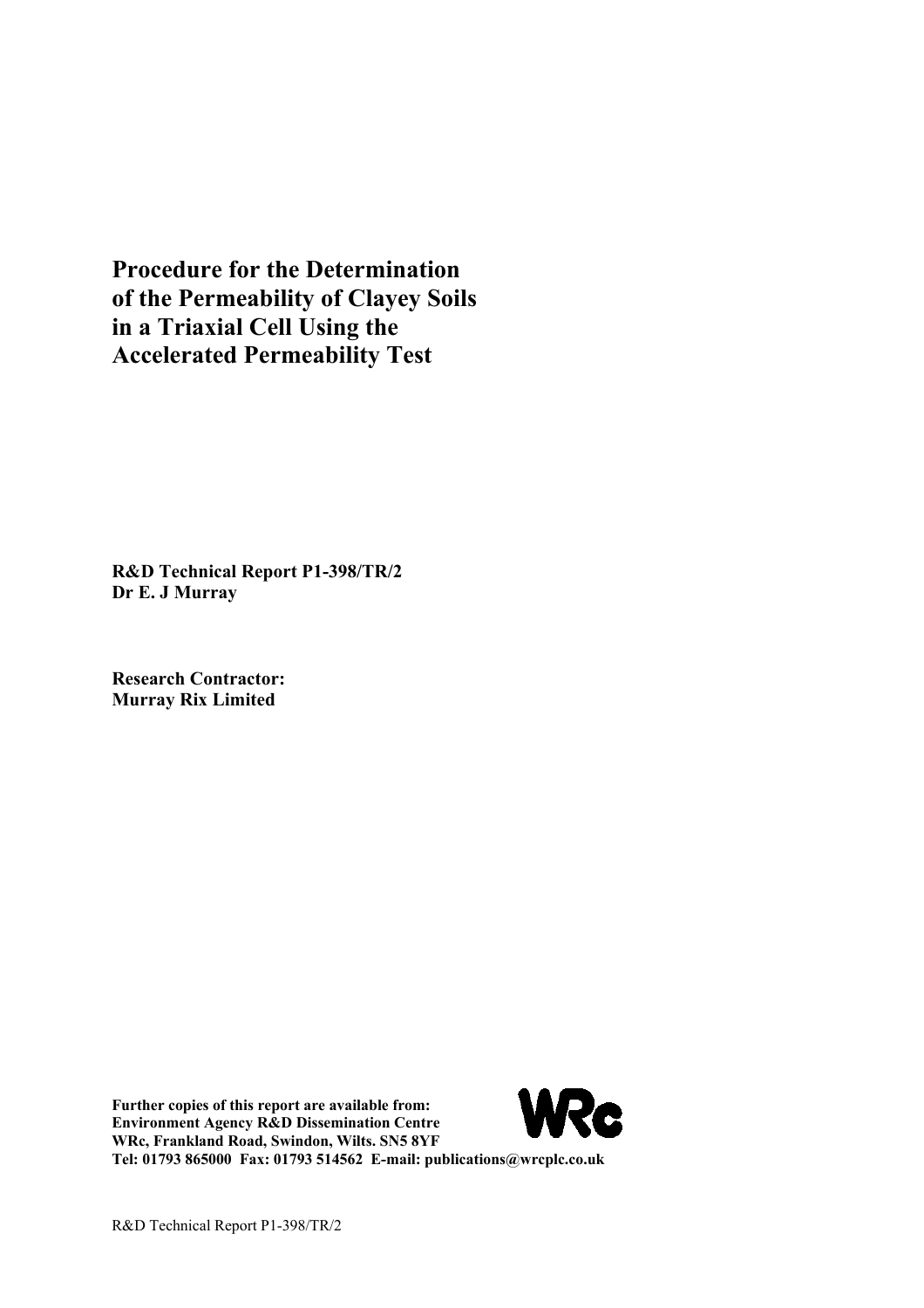# Procedure for the Determination of the Permeability of Clayey Soils in a Triaxial Cell Using the Accelerated Permeability Test

**R&D Technical Report P1-398/TR/2**
**Dr E. J Murray**

**Research Contractor:**
**Murray Rix Limited**

**Further copies of this report are available from:**
**Environment Agency R&D Dissemination Centre**
**WRc, Frankland Road, Swindon, Wilts. SN5 8YF**
**Tel: 01793 865000 Fax: 01793 514562 E-mail: publications@wrcplc.co.uk**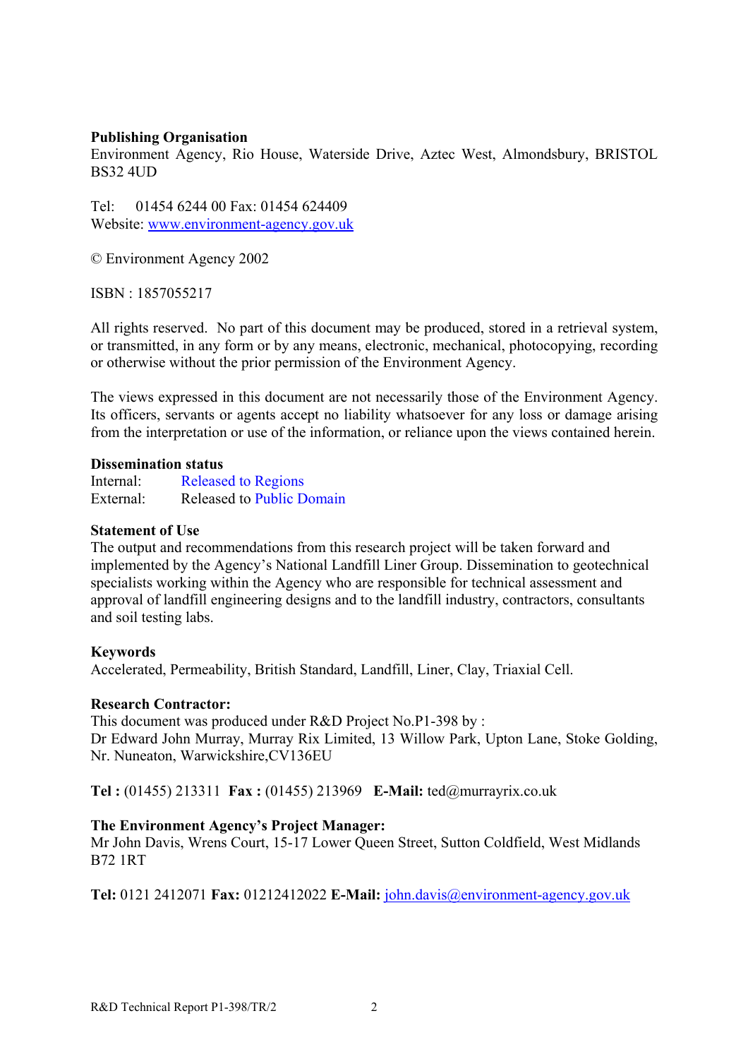**Publishing Organisation**
Environment Agency, Rio House, Waterside Drive, Aztec West, Almondsbury, BRISTOL BS32 4UD

Tel: 01454 6244 00 Fax: 01454 624409
Website: www.environment-agency.gov.uk

© Environment Agency 2002

ISBN : 1857055217

All rights reserved. No part of this document may be produced, stored in a retrieval system, or transmitted, in any form or by any means, electronic, mechanical, photocopying, recording or otherwise without the prior permission of the Environment Agency.

The views expressed in this document are not necessarily those of the Environment Agency. Its officers, servants or agents accept no liability whatsoever for any loss or damage arising from the interpretation or use of the information, or reliance upon the views contained herein.

**Dissemination status**
Internal: Released to Regions
External: Released to Public Domain

**Statement of Use**
The output and recommendations from this research project will be taken forward and implemented by the Agency's National Landfill Liner Group. Dissemination to geotechnical specialists working within the Agency who are responsible for technical assessment and approval of landfill engineering designs and to the landfill industry, contractors, consultants and soil testing labs.

**Keywords**
Accelerated, Permeability, British Standard, Landfill, Liner, Clay, Triaxial Cell.

**Research Contractor:**
This document was produced under R&D Project No.P1-398 by :
Dr Edward John Murray, Murray Rix Limited, 13 Willow Park, Upton Lane, Stoke Golding, Nr. Nuneaton, Warwickshire,CV136EU

**Tel :** (01455) 213311 **Fax :** (01455) 213969 **E-Mail:** ted@murrayrix.co.uk

**The Environment Agency's Project Manager:**
Mr John Davis, Wrens Court, 15-17 Lower Queen Street, Sutton Coldfield, West Midlands B72 1RT

**Tel:** 0121 2412071 **Fax:** 01212412022 **E-Mail:** john.davis@environment-agency.gov.uk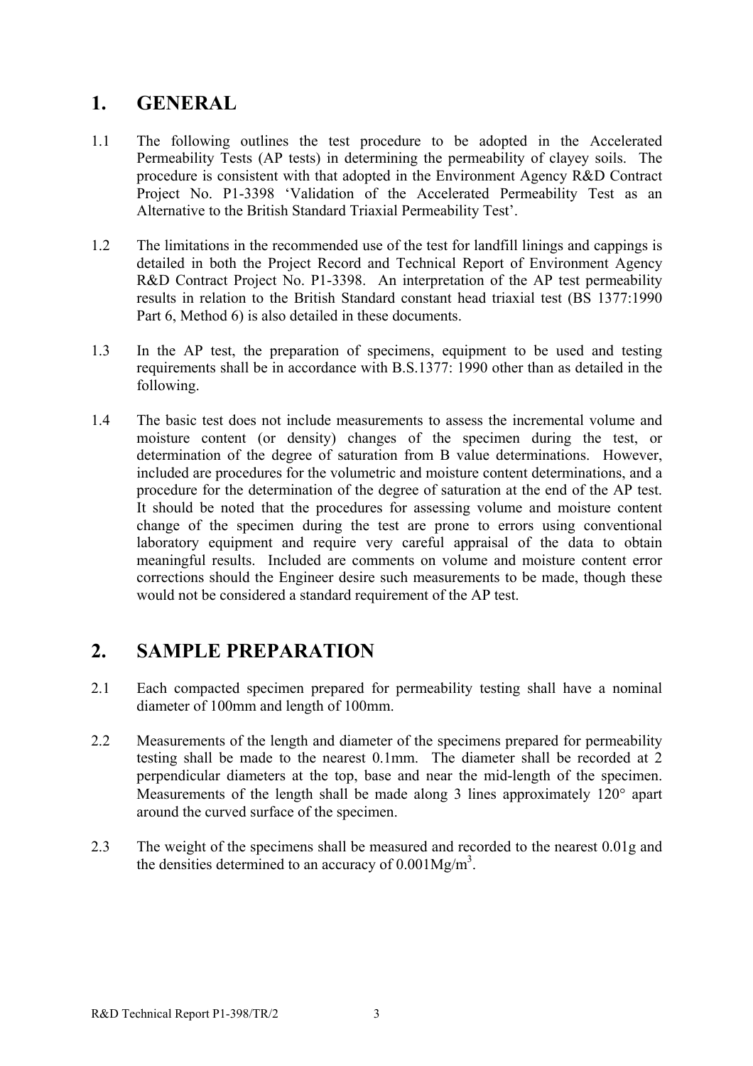# 1. GENERAL

1.1 The following outlines the test procedure to be adopted in the Accelerated Permeability Tests (AP tests) in determining the permeability of clayey soils. The procedure is consistent with that adopted in the Environment Agency R&D Contract Project No. P1-3398 'Validation of the Accelerated Permeability Test as an Alternative to the British Standard Triaxial Permeability Test'.

1.2 The limitations in the recommended use of the test for landfill linings and cappings is detailed in both the Project Record and Technical Report of Environment Agency R&D Contract Project No. P1-3398. An interpretation of the AP test permeability results in relation to the British Standard constant head triaxial test (BS 1377:1990 Part 6, Method 6) is also detailed in these documents.

1.3 In the AP test, the preparation of specimens, equipment to be used and testing requirements shall be in accordance with B.S.1377: 1990 other than as detailed in the following.

1.4 The basic test does not include measurements to assess the incremental volume and moisture content (or density) changes of the specimen during the test, or determination of the degree of saturation from B value determinations. However, included are procedures for the volumetric and moisture content determinations, and a procedure for the determination of the degree of saturation at the end of the AP test. It should be noted that the procedures for assessing volume and moisture content change of the specimen during the test are prone to errors using conventional laboratory equipment and require very careful appraisal of the data to obtain meaningful results. Included are comments on volume and moisture content error corrections should the Engineer desire such measurements to be made, though these would not be considered a standard requirement of the AP test.

# 2. SAMPLE PREPARATION

2.1 Each compacted specimen prepared for permeability testing shall have a nominal diameter of 100mm and length of 100mm.

2.2 Measurements of the length and diameter of the specimens prepared for permeability testing shall be made to the nearest 0.1mm. The diameter shall be recorded at 2 perpendicular diameters at the top, base and near the mid-length of the specimen. Measurements of the length shall be made along 3 lines approximately 120° apart around the curved surface of the specimen.

2.3 The weight of the specimens shall be measured and recorded to the nearest 0.01g and the densities determined to an accuracy of $0.001 Mg/m^3$.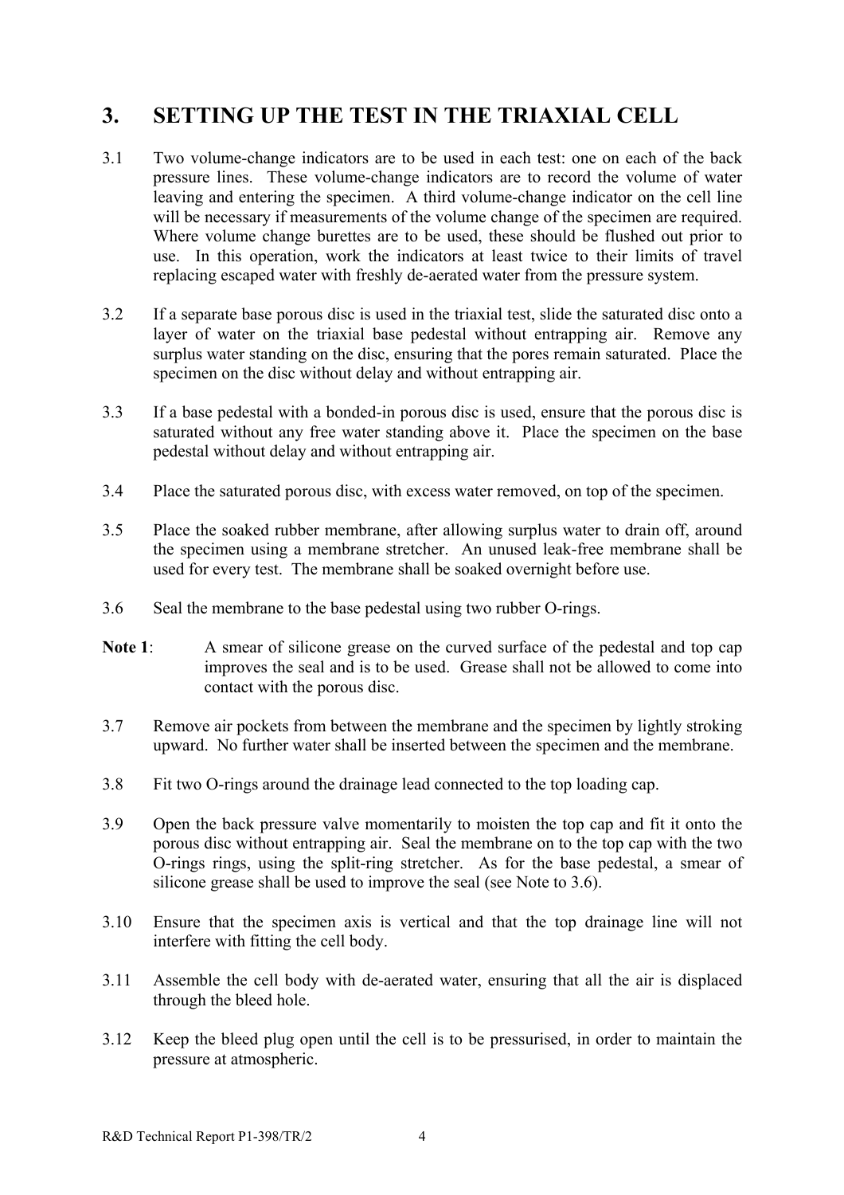## 3. SETTING UP THE TEST IN THE TRIAXIAL CELL

3.1 Two volume-change indicators are to be used in each test: one on each of the back pressure lines. These volume-change indicators are to record the volume of water leaving and entering the specimen. A third volume-change indicator on the cell line will be necessary if measurements of the volume change of the specimen are required. Where volume change burettes are to be used, these should be flushed out prior to use. In this operation, work the indicators at least twice to their limits of travel replacing escaped water with freshly de-aerated water from the pressure system.

3.2 If a separate base porous disc is used in the triaxial test, slide the saturated disc onto a layer of water on the triaxial base pedestal without entrapping air. Remove any surplus water standing on the disc, ensuring that the pores remain saturated. Place the specimen on the disc without delay and without entrapping air.

3.3 If a base pedestal with a bonded-in porous disc is used, ensure that the porous disc is saturated without any free water standing above it. Place the specimen on the base pedestal without delay and without entrapping air.

3.4 Place the saturated porous disc, with excess water removed, on top of the specimen.

3.5 Place the soaked rubber membrane, after allowing surplus water to drain off, around the specimen using a membrane stretcher. An unused leak-free membrane shall be used for every test. The membrane shall be soaked overnight before use.

3.6 Seal the membrane to the base pedestal using two rubber O-rings.

**Note 1**: A smear of silicone grease on the curved surface of the pedestal and top cap improves the seal and is to be used. Grease shall not be allowed to come into contact with the porous disc.

3.7 Remove air pockets from between the membrane and the specimen by lightly stroking upward. No further water shall be inserted between the specimen and the membrane.

3.8 Fit two O-rings around the drainage lead connected to the top loading cap.

3.9 Open the back pressure valve momentarily to moisten the top cap and fit it onto the porous disc without entrapping air. Seal the membrane on to the top cap with the two O-rings rings, using the split-ring stretcher. As for the base pedestal, a smear of silicone grease shall be used to improve the seal (see Note to 3.6).

3.10 Ensure that the specimen axis is vertical and that the top drainage line will not interfere with fitting the cell body.

3.11 Assemble the cell body with de-aerated water, ensuring that all the air is displaced through the bleed hole.

3.12 Keep the bleed plug open until the cell is to be pressurised, in order to maintain the pressure at atmospheric.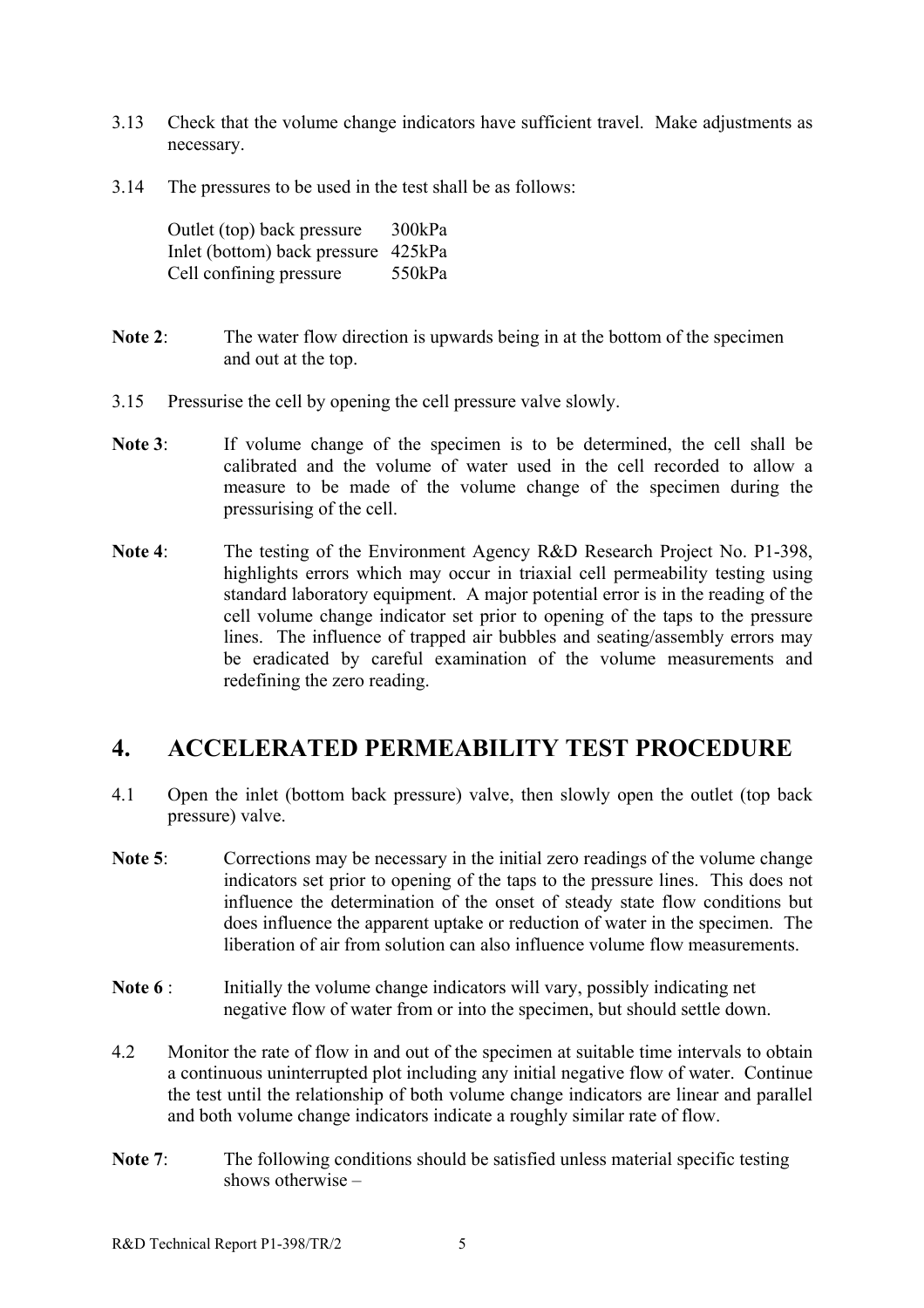3.13 Check that the volume change indicators have sufficient travel. Make adjustments as necessary.

3.14 The pressures to be used in the test shall be as follows:

| | |
|---|---|
| Outlet (top) back pressure | 300kPa |
| Inlet (bottom) back pressure | 425kPa |
| Cell confining pressure | 550kPa |

**Note 2**: The water flow direction is upwards being in at the bottom of the specimen and out at the top.

3.15 Pressurise the cell by opening the cell pressure valve slowly.

**Note 3**: If volume change of the specimen is to be determined, the cell shall be calibrated and the volume of water used in the cell recorded to allow a measure to be made of the volume change of the specimen during the pressurising of the cell.

**Note 4**: The testing of the Environment Agency R&D Research Project No. P1-398, highlights errors which may occur in triaxial cell permeability testing using standard laboratory equipment. A major potential error is in the reading of the cell volume change indicator set prior to opening of the taps to the pressure lines. The influence of trapped air bubbles and seating/assembly errors may be eradicated by careful examination of the volume measurements and redefining the zero reading.

## 4. ACCELERATED PERMEABILITY TEST PROCEDURE

4.1 Open the inlet (bottom back pressure) valve, then slowly open the outlet (top back pressure) valve.

**Note 5**: Corrections may be necessary in the initial zero readings of the volume change indicators set prior to opening of the taps to the pressure lines. This does not influence the determination of the onset of steady state flow conditions but does influence the apparent uptake or reduction of water in the specimen. The liberation of air from solution can also influence volume flow measurements.

**Note 6** : Initially the volume change indicators will vary, possibly indicating net negative flow of water from or into the specimen, but should settle down.

4.2 Monitor the rate of flow in and out of the specimen at suitable time intervals to obtain a continuous uninterrupted plot including any initial negative flow of water. Continue the test until the relationship of both volume change indicators are linear and parallel and both volume change indicators indicate a roughly similar rate of flow.

**Note 7**: The following conditions should be satisfied unless material specific testing shows otherwise –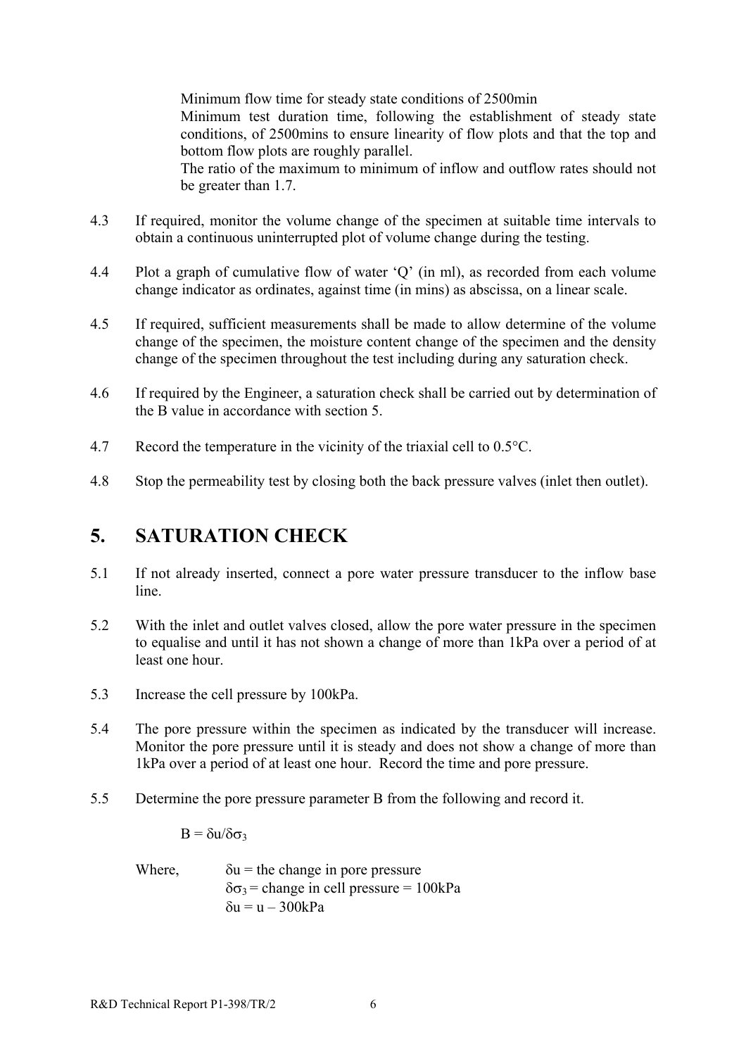Minimum flow time for steady state conditions of 2500min

Minimum test duration time, following the establishment of steady state conditions, of 2500mins to ensure linearity of flow plots and that the top and bottom flow plots are roughly parallel.

The ratio of the maximum to minimum of inflow and outflow rates should not be greater than 1.7.

4.3 If required, monitor the volume change of the specimen at suitable time intervals to obtain a continuous uninterrupted plot of volume change during the testing.

4.4 Plot a graph of cumulative flow of water 'Q' (in ml), as recorded from each volume change indicator as ordinates, against time (in mins) as abscissa, on a linear scale.

4.5 If required, sufficient measurements shall be made to allow determine of the volume change of the specimen, the moisture content change of the specimen and the density change of the specimen throughout the test including during any saturation check.

4.6 If required by the Engineer, a saturation check shall be carried out by determination of the B value in accordance with section 5.

4.7 Record the temperature in the vicinity of the triaxial cell to 0.5°C.

4.8 Stop the permeability test by closing both the back pressure valves (inlet then outlet).

# 5. SATURATION CHECK

5.1 If not already inserted, connect a pore water pressure transducer to the inflow base line.

5.2 With the inlet and outlet valves closed, allow the pore water pressure in the specimen to equalise and until it has not shown a change of more than 1kPa over a period of at least one hour.

5.3 Increase the cell pressure by 100kPa.

5.4 The pore pressure within the specimen as indicated by the transducer will increase. Monitor the pore pressure until it is steady and does not show a change of more than 1kPa over a period of at least one hour. Record the time and pore pressure.

5.5 Determine the pore pressure parameter B from the following and record it.

$$B = \delta u / \delta \sigma_3$$

Where, $\delta u$ = the change in pore pressure
$\delta \sigma_3$ = change in cell pressure = 100kPa
$\delta u = u - 300\text{kPa}$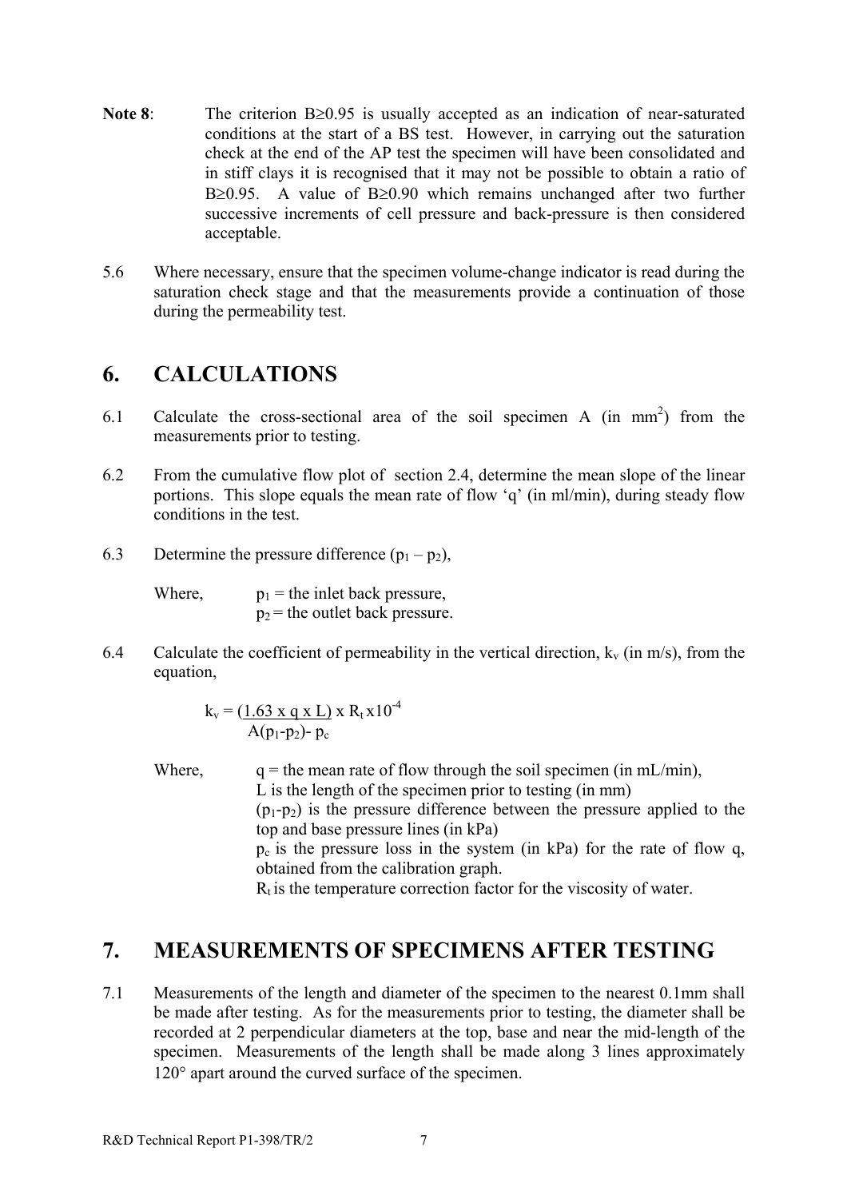**Note 8**: The criterion $B \geq 0.95$ is usually accepted as an indication of near-saturated conditions at the start of a BS test. However, in carrying out the saturation check at the end of the AP test the specimen will have been consolidated and in stiff clays it is recognised that it may not be possible to obtain a ratio of $B \geq 0.95$. A value of $B \geq 0.90$ which remains unchanged after two further successive increments of cell pressure and back-pressure is then considered acceptable.

5.6 Where necessary, ensure that the specimen volume-change indicator is read during the saturation check stage and that the measurements provide a continuation of those during the permeability test.

# 6. CALCULATIONS

6.1 Calculate the cross-sectional area of the soil specimen A (in $mm^2$) from the measurements prior to testing.

6.2 From the cumulative flow plot of section 2.4, determine the mean slope of the linear portions. This slope equals the mean rate of flow 'q' (in ml/min), during steady flow conditions in the test.

6.3 Determine the pressure difference $(p_1 - p_2)$,

Where, $p_1$ = the inlet back pressure,
$p_2$ = the outlet back pressure.

6.4 Calculate the coefficient of permeability in the vertical direction, $k_v$ (in m/s), from the equation,

$$k_v = \frac{1.63 \times q \times L}{A(p_1 - p_2) - p_c} \times R_t \times 10^{-4}$$

Where, q = the mean rate of flow through the soil specimen (in mL/min),
L is the length of the specimen prior to testing (in mm)
$(p_1\text{-}p_2)$ is the pressure difference between the pressure applied to the top and base pressure lines (in kPa)
$p_c$ is the pressure loss in the system (in kPa) for the rate of flow q, obtained from the calibration graph.
$R_t$ is the temperature correction factor for the viscosity of water.

# 7. MEASUREMENTS OF SPECIMENS AFTER TESTING

7.1 Measurements of the length and diameter of the specimen to the nearest 0.1mm shall be made after testing. As for the measurements prior to testing, the diameter shall be recorded at 2 perpendicular diameters at the top, base and near the mid-length of the specimen. Measurements of the length shall be made along 3 lines approximately 120° apart around the curved surface of the specimen.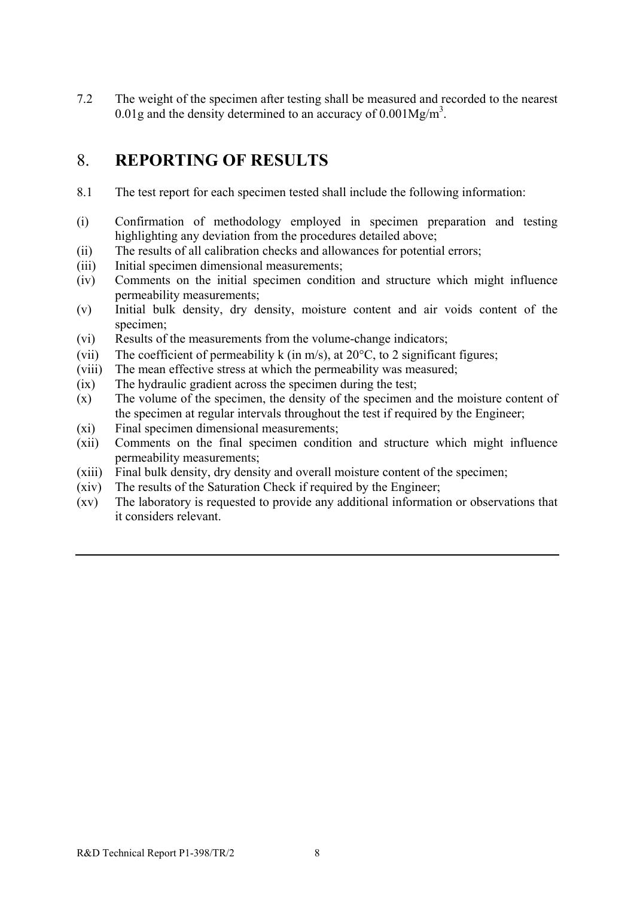7.2 The weight of the specimen after testing shall be measured and recorded to the nearest 0.01g and the density determined to an accuracy of $0.001Mg/m^3$.

## 8. REPORTING OF RESULTS

8.1 The test report for each specimen tested shall include the following information:

(i) Confirmation of methodology employed in specimen preparation and testing highlighting any deviation from the procedures detailed above;
(ii) The results of all calibration checks and allowances for potential errors;
(iii) Initial specimen dimensional measurements;
(iv) Comments on the initial specimen condition and structure which might influence permeability measurements;
(v) Initial bulk density, dry density, moisture content and air voids content of the specimen;
(vi) Results of the measurements from the volume-change indicators;
(vii) The coefficient of permeability k (in m/s), at 20°C, to 2 significant figures;
(viii) The mean effective stress at which the permeability was measured;
(ix) The hydraulic gradient across the specimen during the test;
(x) The volume of the specimen, the density of the specimen and the moisture content of the specimen at regular intervals throughout the test if required by the Engineer;
(xi) Final specimen dimensional measurements;
(xii) Comments on the final specimen condition and structure which might influence permeability measurements;
(xiii) Final bulk density, dry density and overall moisture content of the specimen;
(xiv) The results of the Saturation Check if required by the Engineer;
(xv) The laboratory is requested to provide any additional information or observations that it considers relevant.